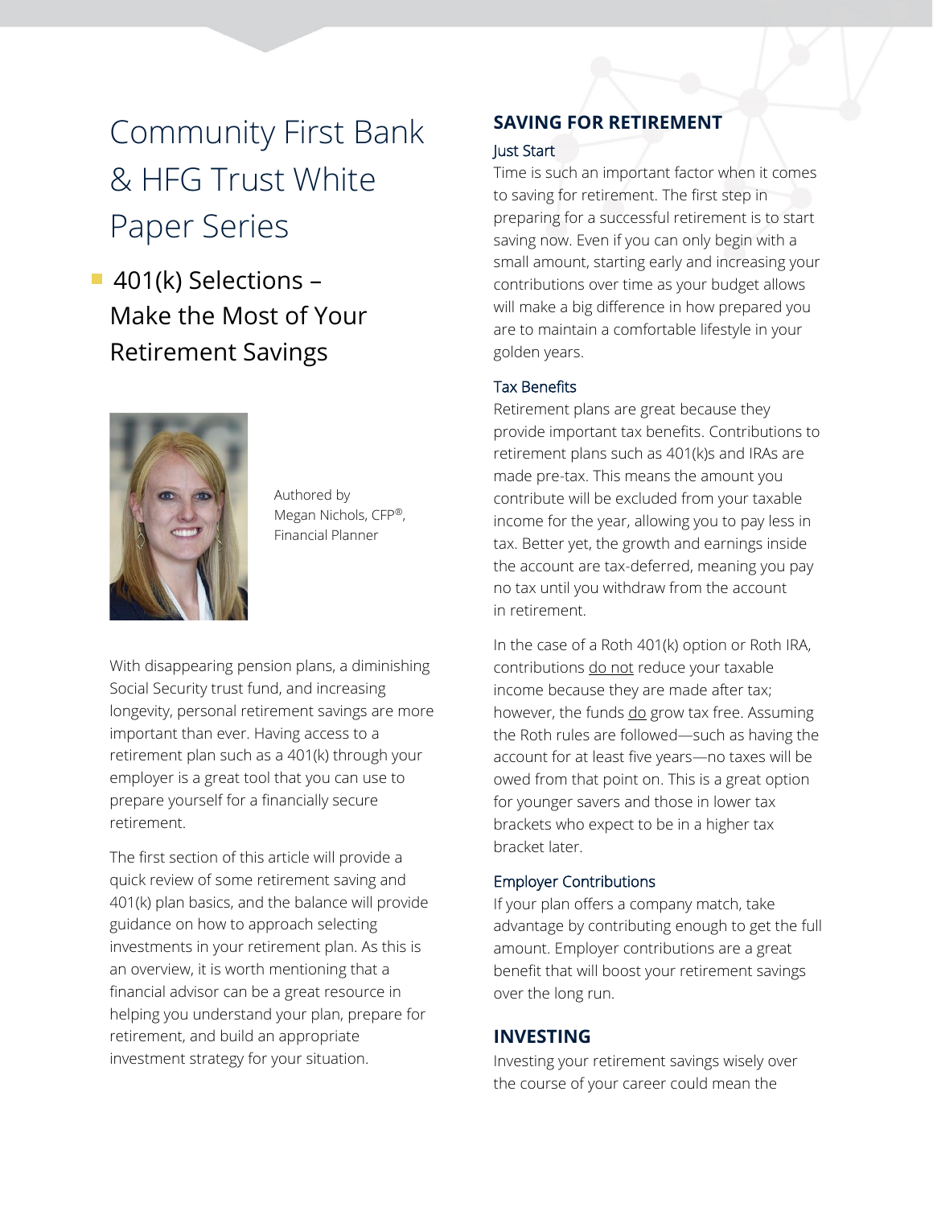# Community First Bank & HFG Trust White Paper Series

## 401(k) Selections – Make the Most of Your Retirement Savings

Authored by
Megan Nichols, CFP®,
Financial Planner

With disappearing pension plans, a diminishing Social Security trust fund, and increasing longevity, personal retirement savings are more important than ever. Having access to a retirement plan such as a 401(k) through your employer is a great tool that you can use to prepare yourself for a financially secure retirement.

The first section of this article will provide a quick review of some retirement saving and 401(k) plan basics, and the balance will provide guidance on how to approach selecting investments in your retirement plan. As this is an overview, it is worth mentioning that a financial advisor can be a great resource in helping you understand your plan, prepare for retirement, and build an appropriate investment strategy for your situation.

## SAVING FOR RETIREMENT

### Just Start

Time is such an important factor when it comes to saving for retirement. The first step in preparing for a successful retirement is to start saving now. Even if you can only begin with a small amount, starting early and increasing your contributions over time as your budget allows will make a big difference in how prepared you are to maintain a comfortable lifestyle in your golden years.

### Tax Benefits

Retirement plans are great because they provide important tax benefits. Contributions to retirement plans such as 401(k)s and IRAs are made pre-tax. This means the amount you contribute will be excluded from your taxable income for the year, allowing you to pay less in tax. Better yet, the growth and earnings inside the account are tax-deferred, meaning you pay no tax until you withdraw from the account in retirement.

In the case of a Roth 401(k) option or Roth IRA, contributions <u>do not</u> reduce your taxable income because they are made after tax; however, the funds <u>do</u> grow tax free. Assuming the Roth rules are followed—such as having the account for at least five years—no taxes will be owed from that point on. This is a great option for younger savers and those in lower tax brackets who expect to be in a higher tax bracket later.

### Employer Contributions

If your plan offers a company match, take advantage by contributing enough to get the full amount. Employer contributions are a great benefit that will boost your retirement savings over the long run.

## INVESTING

Investing your retirement savings wisely over the course of your career could mean the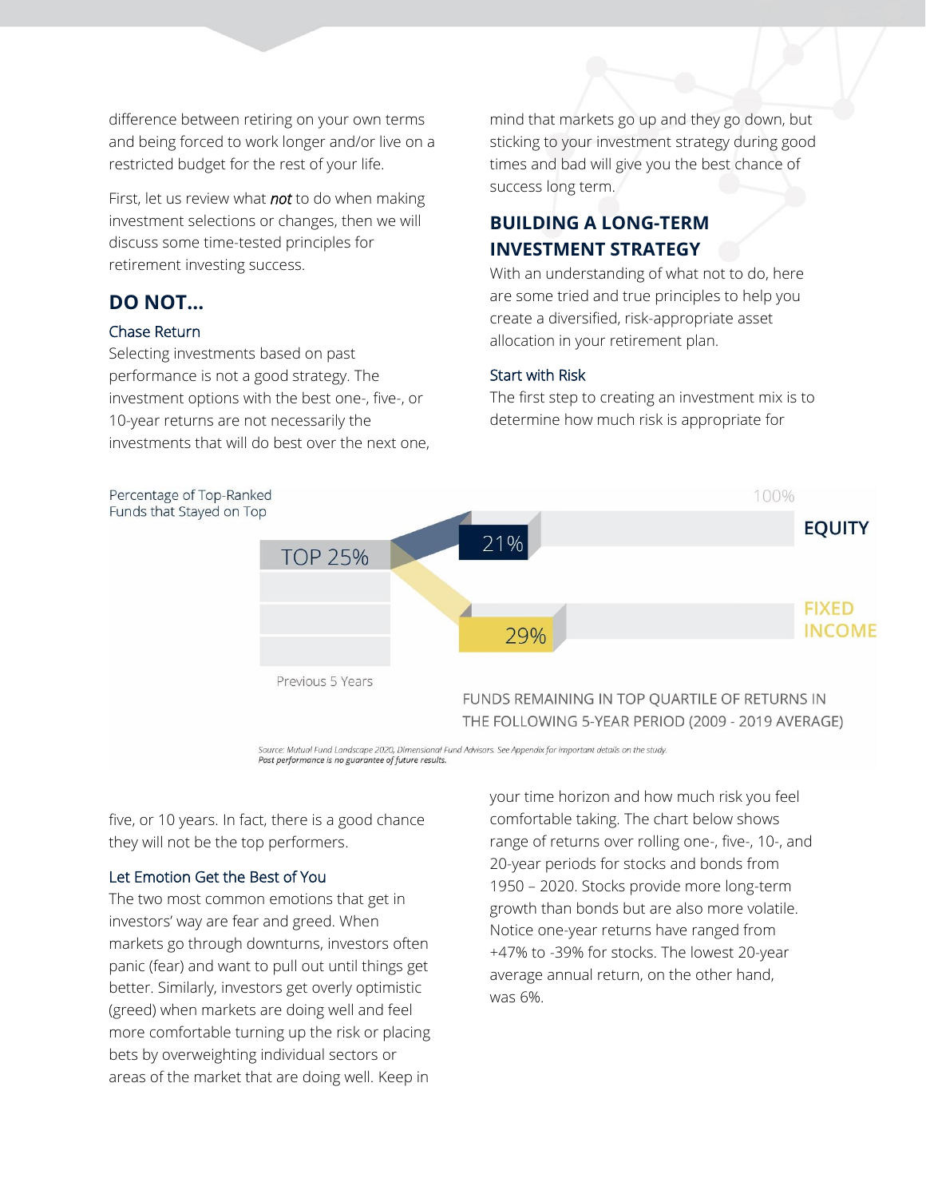difference between retiring on your own terms and being forced to work longer and/or live on a restricted budget for the rest of your life.

First, let us review what ***not*** to do when making investment selections or changes, then we will discuss some time-tested principles for retirement investing success.

## DO NOT...

### Chase Return

Selecting investments based on past performance is not a good strategy. The investment options with the best one-, five-, or 10-year returns are not necessarily the investments that will do best over the next one, five, or 10 years. In fact, there is a good chance they will not be the top performers.

Percentage of Top-Ranked Funds that Stayed on Top

| Previous 5 Years | Funds remaining in top quartile of returns in the following 5-year period (2009 - 2019 average) |
|---|---|
| TOP 25% | EQUITY: 21% |
| | FIXED INCOME: 29% |

FUNDS REMAINING IN TOP QUARTILE OF RETURNS IN THE FOLLOWING 5-YEAR PERIOD (2009 - 2019 AVERAGE)

*Source: Mutual Fund Landscape 2020, Dimensional Fund Advisors. See Appendix for important details on the study.*
*Past performance is no guarantee of future results.*

### Let Emotion Get the Best of You

The two most common emotions that get in investors' way are fear and greed. When markets go through downturns, investors often panic (fear) and want to pull out until things get better. Similarly, investors get overly optimistic (greed) when markets are doing well and feel more comfortable turning up the risk or placing bets by overweighting individual sectors or areas of the market that are doing well. Keep in mind that markets go up and they go down, but sticking to your investment strategy during good times and bad will give you the best chance of success long term.

## BUILDING A LONG-TERM INVESTMENT STRATEGY

With an understanding of what not to do, here are some tried and true principles to help you create a diversified, risk-appropriate asset allocation in your retirement plan.

### Start with Risk

The first step to creating an investment mix is to determine how much risk is appropriate for your time horizon and how much risk you feel comfortable taking. The chart below shows range of returns over rolling one-, five-, 10-, and 20-year periods for stocks and bonds from 1950 – 2020. Stocks provide more long-term growth than bonds but are also more volatile. Notice one-year returns have ranged from +47% to -39% for stocks. The lowest 20-year average annual return, on the other hand, was 6%.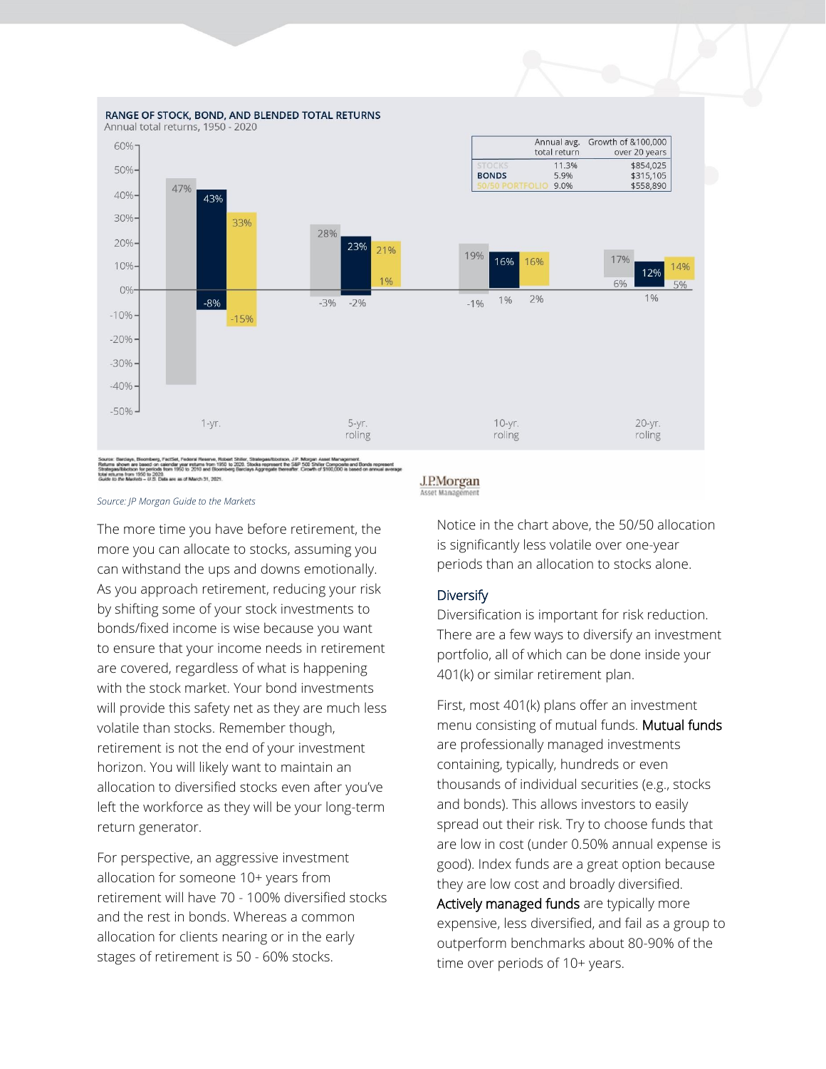**RANGE OF STOCK, BOND, AND BLENDED TOTAL RETURNS**
Annual total returns, 1950 - 2020

| | Annual avg. total return | Growth of &100,000 over 20 years |
|---|---|---|
| STOCKS | 11.3% | $854,025 |
| BONDS | 5.9% | $315,105 |
| 50/50 PORTFOLIO | 9.0% | $558,890 |

| | 1-yr. | 5-yr. roling | 10-yr. roling | 20-yr. roling |
|---|---|---|---|---|
| Stocks | 47% / -39% | 28% / -3% | 19% / -1% | 17% / 6% |
| Bonds | 43% / -8% | 23% / -2% | 16% / 1% | 12% / 1% |
| 50/50 Portfolio | 33% / -15% | 21% / 1% | 16% / 2% | 14% / 5% |

Source: Barclays, Bloomberg, FactSet, Federal Reserve, Robert Shiller, Strategas/Ibbotson, J.P. Morgan Asset Management. Returns shown are based on calendar year returns from 1950 to 2020. Stocks represent the S&P 500 Shiller Composite and Bonds represent Strategas/Ibbotson for periods from 1950 to 2010 and Bloomberg Barclays Aggregate thereafter. Growth of $100,000 is based on annual average total returns from 1950 to 2020. Guide to the Markets – U.S. Data are as of March 31, 2021.

J.P.Morgan Asset Management

*Source: JP Morgan Guide to the Markets*

The more time you have before retirement, the more you can allocate to stocks, assuming you can withstand the ups and downs emotionally. As you approach retirement, reducing your risk by shifting some of your stock investments to bonds/fixed income is wise because you want to ensure that your income needs in retirement are covered, regardless of what is happening with the stock market. Your bond investments will provide this safety net as they are much less volatile than stocks. Remember though, retirement is not the end of your investment horizon. You will likely want to maintain an allocation to diversified stocks even after you've left the workforce as they will be your long-term return generator.

For perspective, an aggressive investment allocation for someone 10+ years from retirement will have 70 - 100% diversified stocks and the rest in bonds. Whereas a common allocation for clients nearing or in the early stages of retirement is 50 - 60% stocks.

Notice in the chart above, the 50/50 allocation is significantly less volatile over one-year periods than an allocation to stocks alone.

### Diversify

Diversification is important for risk reduction. There are a few ways to diversify an investment portfolio, all of which can be done inside your 401(k) or similar retirement plan.

First, most 401(k) plans offer an investment menu consisting of mutual funds. Mutual funds are professionally managed investments containing, typically, hundreds or even thousands of individual securities (e.g., stocks and bonds). This allows investors to easily spread out their risk. Try to choose funds that are low in cost (under 0.50% annual expense is good). Index funds are a great option because they are low cost and broadly diversified. Actively managed funds are typically more expensive, less diversified, and fail as a group to outperform benchmarks about 80-90% of the time over periods of 10+ years.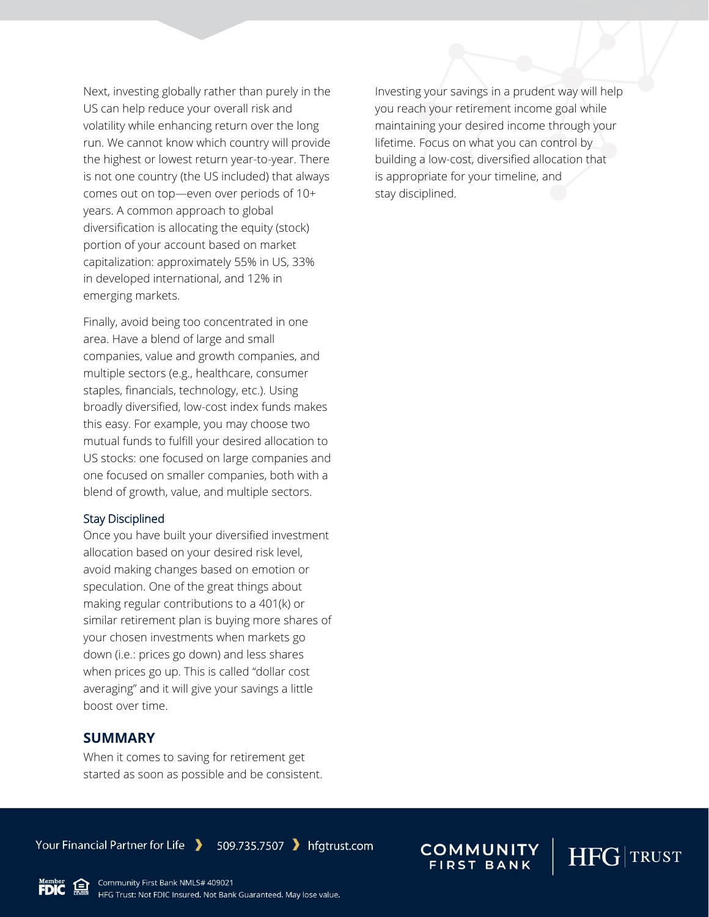Next, investing globally rather than purely in the US can help reduce your overall risk and volatility while enhancing return over the long run. We cannot know which country will provide the highest or lowest return year-to-year. There is not one country (the US included) that always comes out on top—even over periods of 10+ years. A common approach to global diversification is allocating the equity (stock) portion of your account based on market capitalization: approximately 55% in US, 33% in developed international, and 12% in emerging markets.

Finally, avoid being too concentrated in one area. Have a blend of large and small companies, value and growth companies, and multiple sectors (e.g., healthcare, consumer staples, financials, technology, etc.). Using broadly diversified, low-cost index funds makes this easy. For example, you may choose two mutual funds to fulfill your desired allocation to US stocks: one focused on large companies and one focused on smaller companies, both with a blend of growth, value, and multiple sectors.

### Stay Disciplined

Once you have built your diversified investment allocation based on your desired risk level, avoid making changes based on emotion or speculation. One of the great things about making regular contributions to a 401(k) or similar retirement plan is buying more shares of your chosen investments when markets go down (i.e.: prices go down) and less shares when prices go up. This is called "dollar cost averaging" and it will give your savings a little boost over time.

## SUMMARY

When it comes to saving for retirement get started as soon as possible and be consistent. Investing your savings in a prudent way will help you reach your retirement income goal while maintaining your desired income through your lifetime. Focus on what you can control by building a low-cost, diversified allocation that is appropriate for your timeline, and stay disciplined.

Your Financial Partner for Life › 509.735.7507 › hfgtrust.com

COMMUNITY FIRST BANK | HFG TRUST

Member FDIC. Community First Bank NMLS# 409021
HFG Trust: Not FDIC Insured. Not Bank Guaranteed. May lose value.